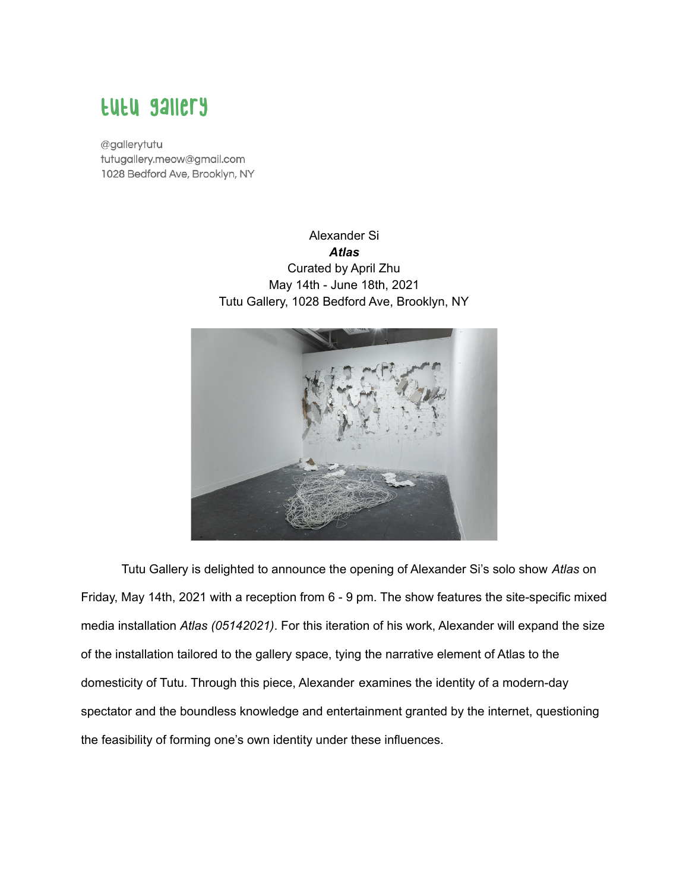# tutu gallery

@gallerytutu
tutugallery.meow@gmail.com
1028 Bedford Ave, Brooklyn, NY

Alexander Si
***Atlas***
Curated by April Zhu
May 14th - June 18th, 2021
Tutu Gallery, 1028 Bedford Ave, Brooklyn, NY

Tutu Gallery is delighted to announce the opening of Alexander Si's solo show *Atlas* on Friday, May 14th, 2021 with a reception from 6 - 9 pm. The show features the site-specific mixed media installation *Atlas (05142021)*. For this iteration of his work, Alexander will expand the size of the installation tailored to the gallery space, tying the narrative element of Atlas to the domesticity of Tutu. Through this piece, Alexander examines the identity of a modern-day spectator and the boundless knowledge and entertainment granted by the internet, questioning the feasibility of forming one's own identity under these influences.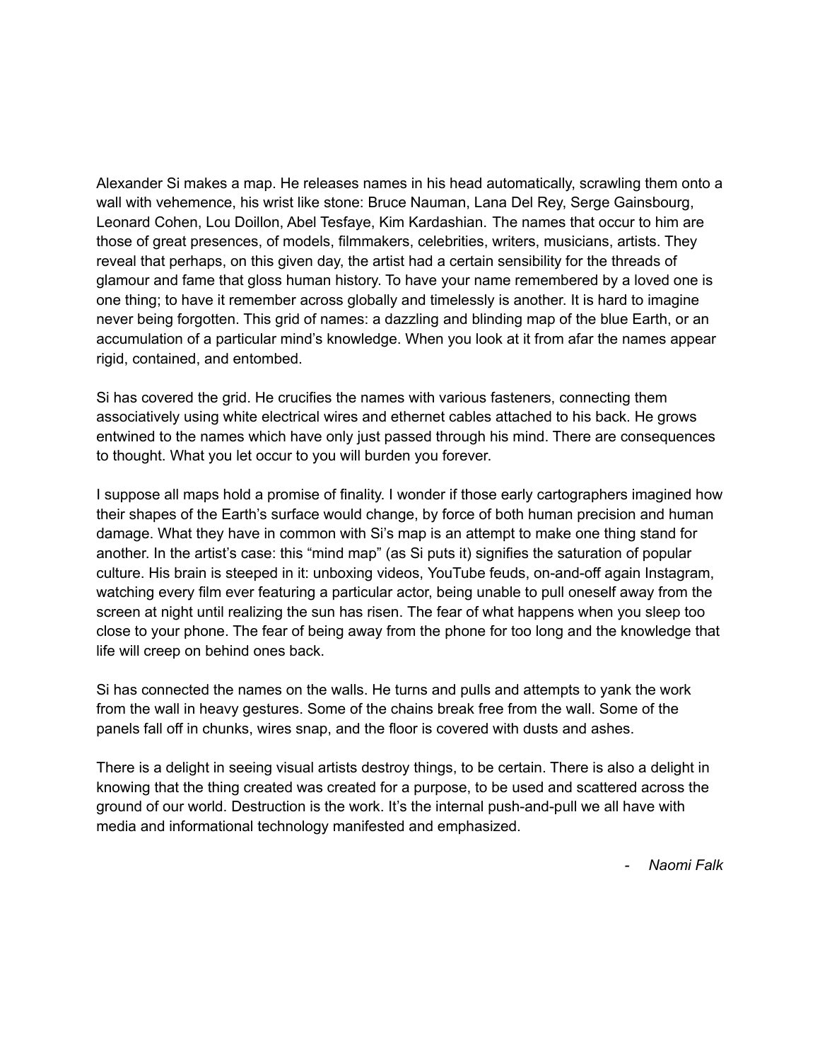Alexander Si makes a map. He releases names in his head automatically, scrawling them onto a wall with vehemence, his wrist like stone: Bruce Nauman, Lana Del Rey, Serge Gainsbourg, Leonard Cohen, Lou Doillon, Abel Tesfaye, Kim Kardashian. The names that occur to him are those of great presences, of models, filmmakers, celebrities, writers, musicians, artists. They reveal that perhaps, on this given day, the artist had a certain sensibility for the threads of glamour and fame that gloss human history. To have your name remembered by a loved one is one thing; to have it remember across globally and timelessly is another. It is hard to imagine never being forgotten. This grid of names: a dazzling and blinding map of the blue Earth, or an accumulation of a particular mind's knowledge. When you look at it from afar the names appear rigid, contained, and entombed.

Si has covered the grid. He crucifies the names with various fasteners, connecting them associatively using white electrical wires and ethernet cables attached to his back. He grows entwined to the names which have only just passed through his mind. There are consequences to thought. What you let occur to you will burden you forever.

I suppose all maps hold a promise of finality. I wonder if those early cartographers imagined how their shapes of the Earth's surface would change, by force of both human precision and human damage. What they have in common with Si's map is an attempt to make one thing stand for another. In the artist's case: this "mind map" (as Si puts it) signifies the saturation of popular culture. His brain is steeped in it: unboxing videos, YouTube feuds, on-and-off again Instagram, watching every film ever featuring a particular actor, being unable to pull oneself away from the screen at night until realizing the sun has risen. The fear of what happens when you sleep too close to your phone. The fear of being away from the phone for too long and the knowledge that life will creep on behind ones back.

Si has connected the names on the walls. He turns and pulls and attempts to yank the work from the wall in heavy gestures. Some of the chains break free from the wall. Some of the panels fall off in chunks, wires snap, and the floor is covered with dusts and ashes.

There is a delight in seeing visual artists destroy things, to be certain. There is also a delight in knowing that the thing created was created for a purpose, to be used and scattered across the ground of our world. Destruction is the work. It's the internal push-and-pull we all have with media and informational technology manifested and emphasized.

- *Naomi Falk*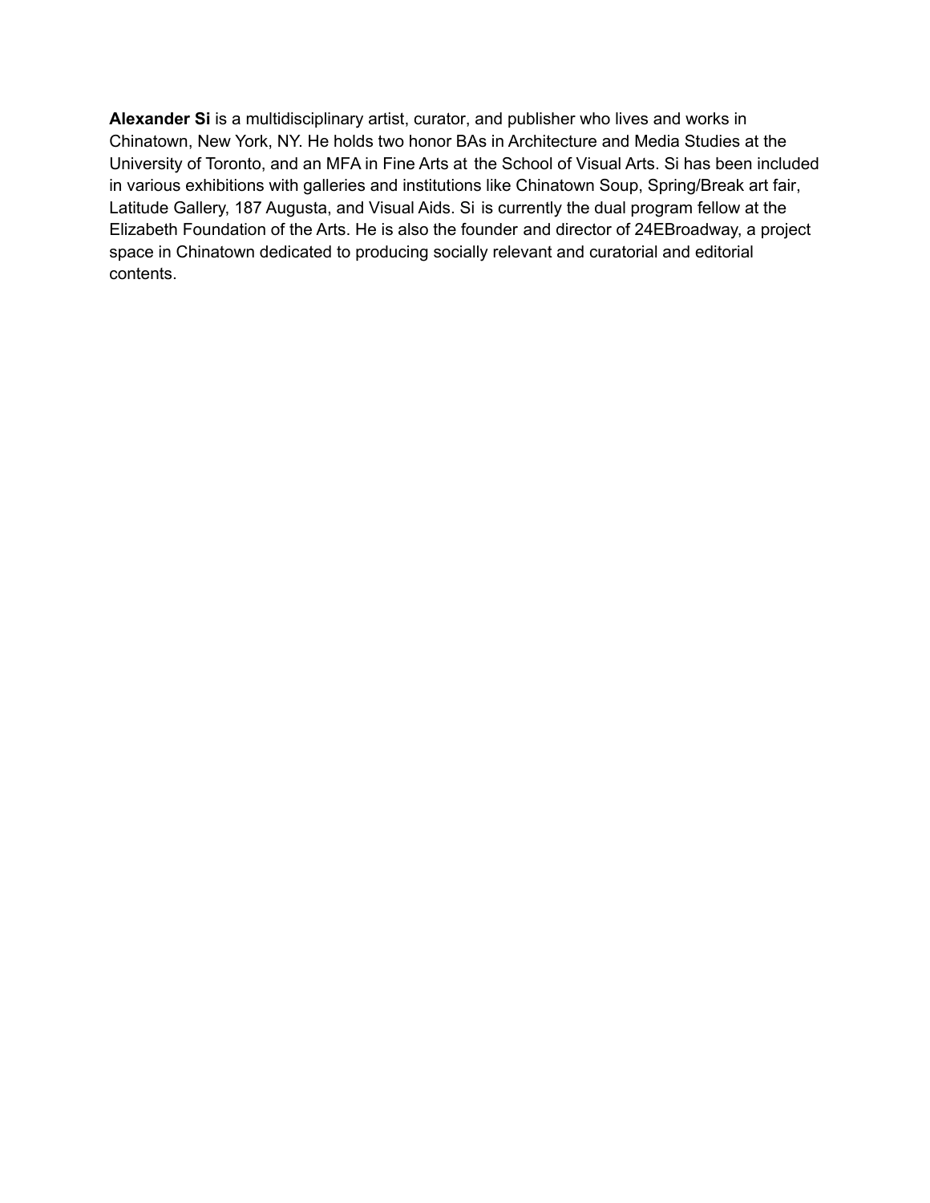**Alexander Si** is a multidisciplinary artist, curator, and publisher who lives and works in Chinatown, New York, NY. He holds two honor BAs in Architecture and Media Studies at the University of Toronto, and an MFA in Fine Arts at the School of Visual Arts. Si has been included in various exhibitions with galleries and institutions like Chinatown Soup, Spring/Break art fair, Latitude Gallery, 187 Augusta, and Visual Aids. Si is currently the dual program fellow at the Elizabeth Foundation of the Arts. He is also the founder and director of 24EBroadway, a project space in Chinatown dedicated to producing socially relevant and curatorial and editorial contents.